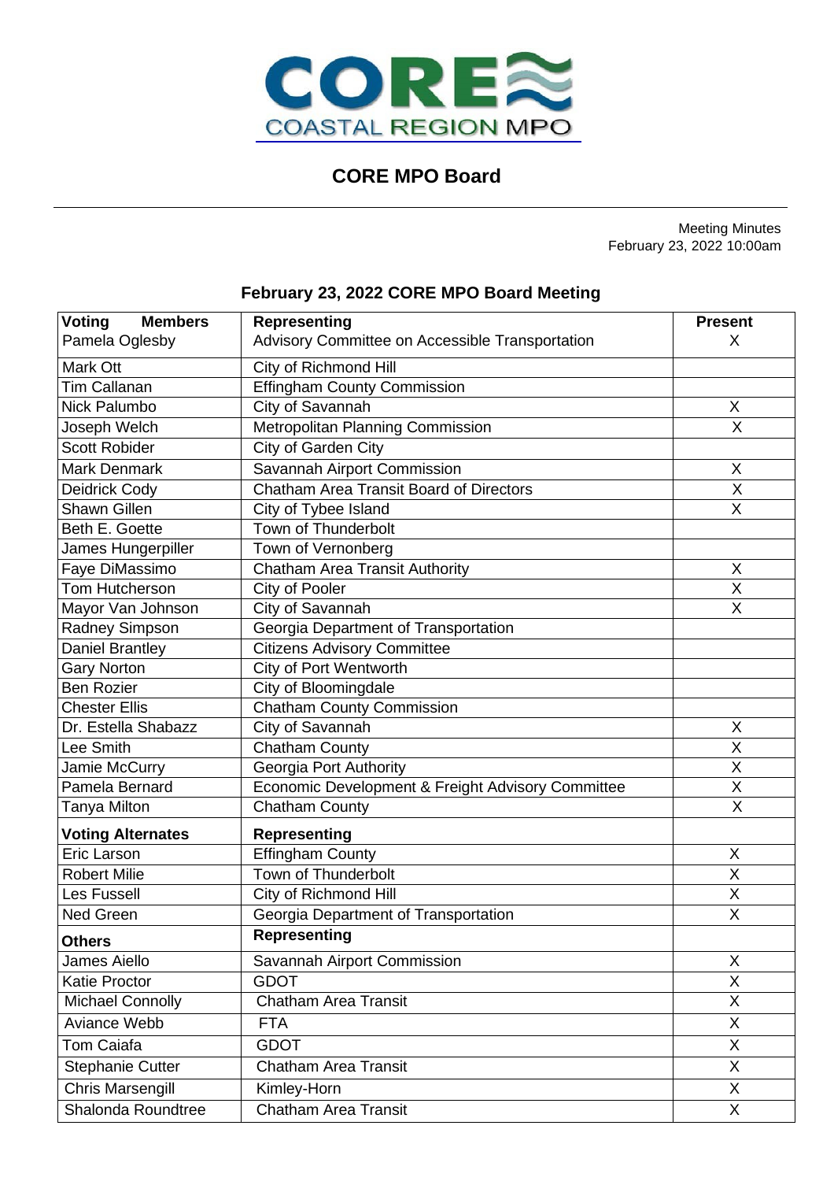CORE COASTAL REGION MPO

# CORE MPO Board

Meeting Minutes
February 23, 2022 10:00am

## February 23, 2022 CORE MPO Board Meeting

| Voting Members | Representing | Present |
|---|---|---|
| Pamela Oglesby | Advisory Committee on Accessible Transportation | X |
| Mark Ott | City of Richmond Hill | |
| Tim Callanan | Effingham County Commission | |
| Nick Palumbo | City of Savannah | X |
| Joseph Welch | Metropolitan Planning Commission | X |
| Scott Robider | City of Garden City | |
| Mark Denmark | Savannah Airport Commission | X |
| Deidrick Cody | Chatham Area Transit Board of Directors | X |
| Shawn Gillen | City of Tybee Island | X |
| Beth E. Goette | Town of Thunderbolt | |
| James Hungerpiller | Town of Vernonberg | |
| Faye DiMassimo | Chatham Area Transit Authority | X |
| Tom Hutcherson | City of Pooler | X |
| Mayor Van Johnson | City of Savannah | X |
| Radney Simpson | Georgia Department of Transportation | |
| Daniel Brantley | Citizens Advisory Committee | |
| Gary Norton | City of Port Wentworth | |
| Ben Rozier | City of Bloomingdale | |
| Chester Ellis | Chatham County Commission | |
| Dr. Estella Shabazz | City of Savannah | X |
| Lee Smith | Chatham County | X |
| Jamie McCurry | Georgia Port Authority | X |
| Pamela Bernard | Economic Development & Freight Advisory Committee | X |
| Tanya Milton | Chatham County | X |
| **Voting Alternates** | **Representing** | |
| Eric Larson | Effingham County | X |
| Robert Milie | Town of Thunderbolt | X |
| Les Fussell | City of Richmond Hill | X |
| Ned Green | Georgia Department of Transportation | X |
| **Others** | **Representing** | |
| James Aiello | Savannah Airport Commission | X |
| Katie Proctor | GDOT | X |
| Michael Connolly | Chatham Area Transit | X |
| Aviance Webb | FTA | X |
| Tom Caiafa | GDOT | X |
| Stephanie Cutter | Chatham Area Transit | X |
| Chris Marsengill | Kimley-Horn | X |
| Shalonda Roundtree | Chatham Area Transit | X |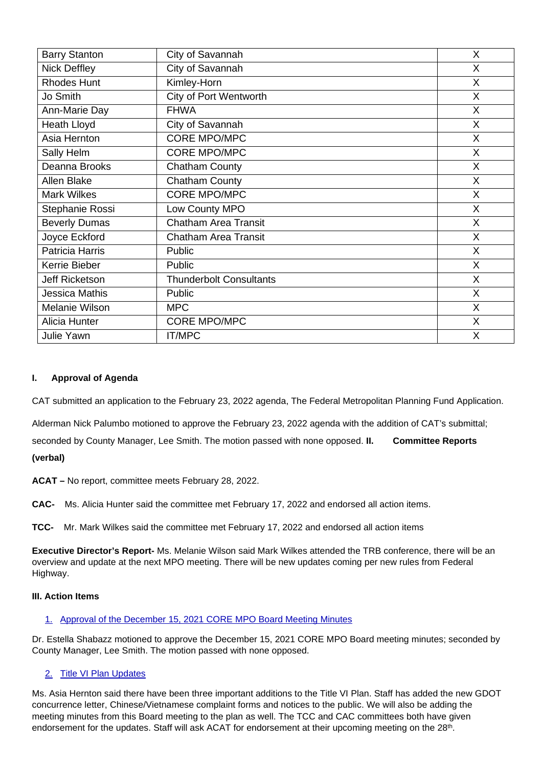| | | |
|---|---|---|
| Barry Stanton | City of Savannah | X |
| Nick Deffley | City of Savannah | X |
| Rhodes Hunt | Kimley-Horn | X |
| Jo Smith | City of Port Wentworth | X |
| Ann-Marie Day | FHWA | X |
| Heath Lloyd | City of Savannah | X |
| Asia Hernton | CORE MPO/MPC | X |
| Sally Helm | CORE MPO/MPC | X |
| Deanna Brooks | Chatham County | X |
| Allen Blake | Chatham County | X |
| Mark Wilkes | CORE MPO/MPC | X |
| Stephanie Rossi | Low County MPO | X |
| Beverly Dumas | Chatham Area Transit | X |
| Joyce Eckford | Chatham Area Transit | X |
| Patricia Harris | Public | X |
| Kerrie Bieber | Public | X |
| Jeff Ricketson | Thunderbolt Consultants | X |
| Jessica Mathis | Public | X |
| Melanie Wilson | MPC | X |
| Alicia Hunter | CORE MPO/MPC | X |
| Julie Yawn | IT/MPC | X |

**I. Approval of Agenda**

CAT submitted an application to the February 23, 2022 agenda, The Federal Metropolitan Planning Fund Application.

Alderman Nick Palumbo motioned to approve the February 23, 2022 agenda with the addition of CAT's submittal; seconded by County Manager, Lee Smith. The motion passed with none opposed.

**II. Committee Reports (verbal)**

**ACAT –** No report, committee meets February 28, 2022.

**CAC-** Ms. Alicia Hunter said the committee met February 17, 2022 and endorsed all action items.

**TCC-** Mr. Mark Wilkes said the committee met February 17, 2022 and endorsed all action items

**Executive Director's Report-** Ms. Melanie Wilson said Mark Wilkes attended the TRB conference, there will be an overview and update at the next MPO meeting. There will be new updates coming per new rules from Federal Highway.

**III. Action Items**

1. Approval of the December 15, 2021 CORE MPO Board Meeting Minutes

Dr. Estella Shabazz motioned to approve the December 15, 2021 CORE MPO Board meeting minutes; seconded by County Manager, Lee Smith. The motion passed with none opposed.

2. Title VI Plan Updates

Ms. Asia Hernton said there have been three important additions to the Title VI Plan. Staff has added the new GDOT concurrence letter, Chinese/Vietnamese complaint forms and notices to the public. We will also be adding the meeting minutes from this Board meeting to the plan as well. The TCC and CAC committees both have given endorsement for the updates. Staff will ask ACAT for endorsement at their upcoming meeting on the 28th.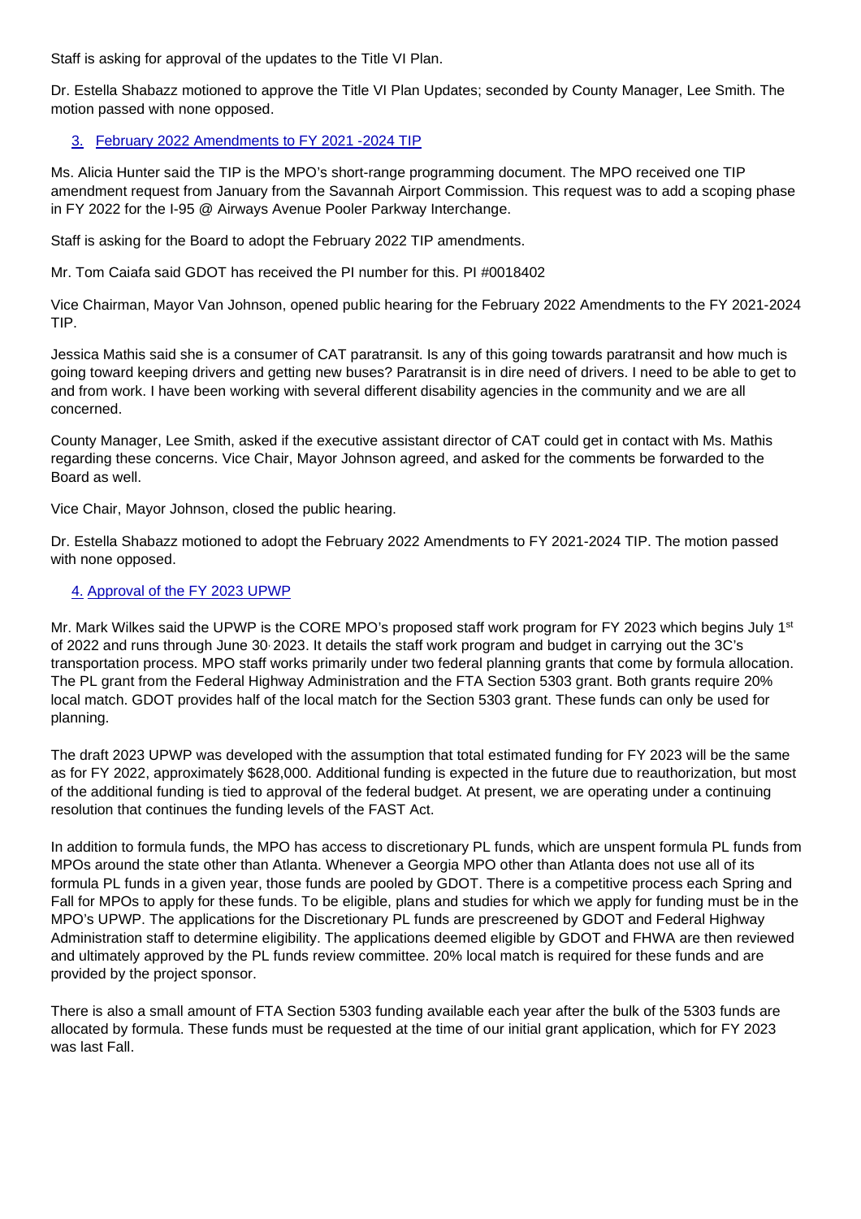Staff is asking for approval of the updates to the Title VI Plan.

Dr. Estella Shabazz motioned to approve the Title VI Plan Updates; seconded by County Manager, Lee Smith. The motion passed with none opposed.

3. February 2022 Amendments to FY 2021 -2024 TIP

Ms. Alicia Hunter said the TIP is the MPO's short-range programming document. The MPO received one TIP amendment request from January from the Savannah Airport Commission. This request was to add a scoping phase in FY 2022 for the I-95 @ Airways Avenue Pooler Parkway Interchange.

Staff is asking for the Board to adopt the February 2022 TIP amendments.

Mr. Tom Caiafa said GDOT has received the PI number for this. PI #0018402

Vice Chairman, Mayor Van Johnson, opened public hearing for the February 2022 Amendments to the FY 2021-2024 TIP.

Jessica Mathis said she is a consumer of CAT paratransit. Is any of this going towards paratransit and how much is going toward keeping drivers and getting new buses? Paratransit is in dire need of drivers. I need to be able to get to and from work. I have been working with several different disability agencies in the community and we are all concerned.

County Manager, Lee Smith, asked if the executive assistant director of CAT could get in contact with Ms. Mathis regarding these concerns. Vice Chair, Mayor Johnson agreed, and asked for the comments be forwarded to the Board as well.

Vice Chair, Mayor Johnson, closed the public hearing.

Dr. Estella Shabazz motioned to adopt the February 2022 Amendments to FY 2021-2024 TIP. The motion passed with none opposed.

4. Approval of the FY 2023 UPWP

Mr. Mark Wilkes said the UPWP is the CORE MPO's proposed staff work program for FY 2023 which begins July 1st of 2022 and runs through June 30, 2023. It details the staff work program and budget in carrying out the 3C's transportation process. MPO staff works primarily under two federal planning grants that come by formula allocation. The PL grant from the Federal Highway Administration and the FTA Section 5303 grant. Both grants require 20% local match. GDOT provides half of the local match for the Section 5303 grant. These funds can only be used for planning.

The draft 2023 UPWP was developed with the assumption that total estimated funding for FY 2023 will be the same as for FY 2022, approximately $628,000. Additional funding is expected in the future due to reauthorization, but most of the additional funding is tied to approval of the federal budget. At present, we are operating under a continuing resolution that continues the funding levels of the FAST Act.

In addition to formula funds, the MPO has access to discretionary PL funds, which are unspent formula PL funds from MPOs around the state other than Atlanta. Whenever a Georgia MPO other than Atlanta does not use all of its formula PL funds in a given year, those funds are pooled by GDOT. There is a competitive process each Spring and Fall for MPOs to apply for these funds. To be eligible, plans and studies for which we apply for funding must be in the MPO's UPWP. The applications for the Discretionary PL funds are prescreened by GDOT and Federal Highway Administration staff to determine eligibility. The applications deemed eligible by GDOT and FHWA are then reviewed and ultimately approved by the PL funds review committee. 20% local match is required for these funds and are provided by the project sponsor.

There is also a small amount of FTA Section 5303 funding available each year after the bulk of the 5303 funds are allocated by formula. These funds must be requested at the time of our initial grant application, which for FY 2023 was last Fall.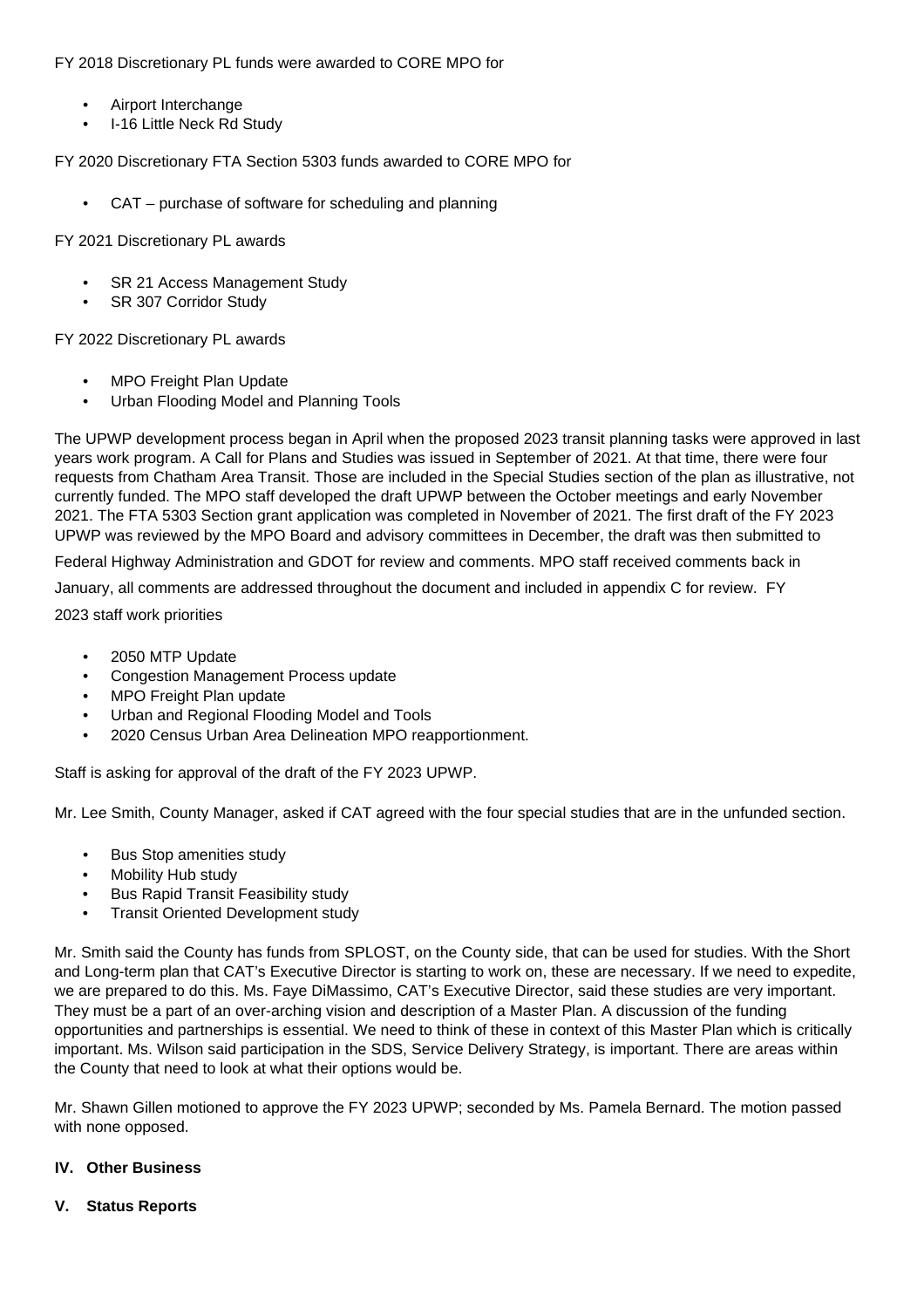FY 2018 Discretionary PL funds were awarded to CORE MPO for

- Airport Interchange
- I-16 Little Neck Rd Study

FY 2020 Discretionary FTA Section 5303 funds awarded to CORE MPO for

- CAT – purchase of software for scheduling and planning

FY 2021 Discretionary PL awards

- SR 21 Access Management Study
- SR 307 Corridor Study

FY 2022 Discretionary PL awards

- MPO Freight Plan Update
- Urban Flooding Model and Planning Tools

The UPWP development process began in April when the proposed 2023 transit planning tasks were approved in last years work program. A Call for Plans and Studies was issued in September of 2021. At that time, there were four requests from Chatham Area Transit. Those are included in the Special Studies section of the plan as illustrative, not currently funded. The MPO staff developed the draft UPWP between the October meetings and early November 2021. The FTA 5303 Section grant application was completed in November of 2021. The first draft of the FY 2023 UPWP was reviewed by the MPO Board and advisory committees in December, the draft was then submitted to Federal Highway Administration and GDOT for review and comments. MPO staff received comments back in January, all comments are addressed throughout the document and included in appendix C for review. FY 2023 staff work priorities

- 2050 MTP Update
- Congestion Management Process update
- MPO Freight Plan update
- Urban and Regional Flooding Model and Tools
- 2020 Census Urban Area Delineation MPO reapportionment.

Staff is asking for approval of the draft of the FY 2023 UPWP.

Mr. Lee Smith, County Manager, asked if CAT agreed with the four special studies that are in the unfunded section.

- Bus Stop amenities study
- Mobility Hub study
- Bus Rapid Transit Feasibility study
- Transit Oriented Development study

Mr. Smith said the County has funds from SPLOST, on the County side, that can be used for studies. With the Short and Long-term plan that CAT's Executive Director is starting to work on, these are necessary. If we need to expedite, we are prepared to do this. Ms. Faye DiMassimo, CAT's Executive Director, said these studies are very important. They must be a part of an over-arching vision and description of a Master Plan. A discussion of the funding opportunities and partnerships is essential. We need to think of these in context of this Master Plan which is critically important. Ms. Wilson said participation in the SDS, Service Delivery Strategy, is important. There are areas within the County that need to look at what their options would be.

Mr. Shawn Gillen motioned to approve the FY 2023 UPWP; seconded by Ms. Pamela Bernard. The motion passed with none opposed.

**IV. Other Business**

**V. Status Reports**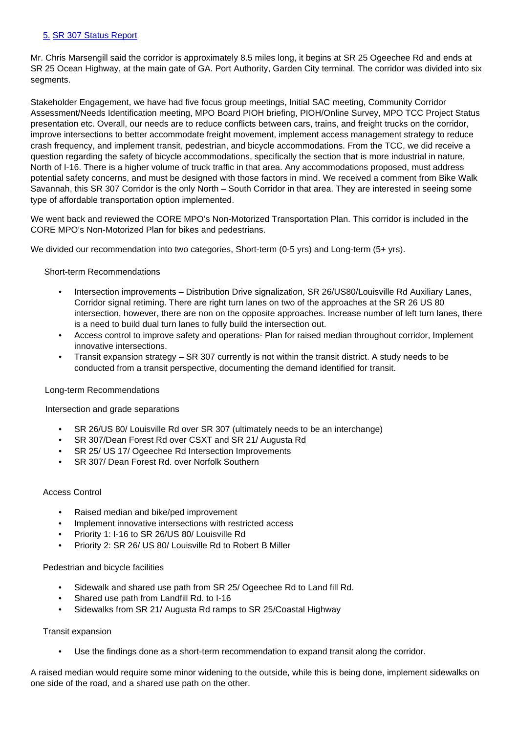## [5. SR 307 Status Report]

Mr. Chris Marsengill said the corridor is approximately 8.5 miles long, it begins at SR 25 Ogeechee Rd and ends at SR 25 Ocean Highway, at the main gate of GA. Port Authority, Garden City terminal. The corridor was divided into six segments.

Stakeholder Engagement, we have had five focus group meetings, Initial SAC meeting, Community Corridor Assessment/Needs Identification meeting, MPO Board PIOH briefing, PIOH/Online Survey, MPO TCC Project Status presentation etc. Overall, our needs are to reduce conflicts between cars, trains, and freight trucks on the corridor, improve intersections to better accommodate freight movement, implement access management strategy to reduce crash frequency, and implement transit, pedestrian, and bicycle accommodations. From the TCC, we did receive a question regarding the safety of bicycle accommodations, specifically the section that is more industrial in nature, North of I-16. There is a higher volume of truck traffic in that area. Any accommodations proposed, must address potential safety concerns, and must be designed with those factors in mind. We received a comment from Bike Walk Savannah, this SR 307 Corridor is the only North – South Corridor in that area. They are interested in seeing some type of affordable transportation option implemented.

We went back and reviewed the CORE MPO's Non-Motorized Transportation Plan. This corridor is included in the CORE MPO's Non-Motorized Plan for bikes and pedestrians.

We divided our recommendation into two categories, Short-term (0-5 yrs) and Long-term (5+ yrs).

Short-term Recommendations

- Intersection improvements – Distribution Drive signalization, SR 26/US80/Louisville Rd Auxiliary Lanes, Corridor signal retiming. There are right turn lanes on two of the approaches at the SR 26 US 80 intersection, however, there are non on the opposite approaches. Increase number of left turn lanes, there is a need to build dual turn lanes to fully build the intersection out.
- Access control to improve safety and operations- Plan for raised median throughout corridor, Implement innovative intersections.
- Transit expansion strategy – SR 307 currently is not within the transit district. A study needs to be conducted from a transit perspective, documenting the demand identified for transit.

Long-term Recommendations

Intersection and grade separations

- SR 26/US 80/ Louisville Rd over SR 307 (ultimately needs to be an interchange)
- SR 307/Dean Forest Rd over CSXT and SR 21/ Augusta Rd
- SR 25/ US 17/ Ogeechee Rd Intersection Improvements
- SR 307/ Dean Forest Rd. over Norfolk Southern

Access Control

- Raised median and bike/ped improvement
- Implement innovative intersections with restricted access
- Priority 1: I-16 to SR 26/US 80/ Louisville Rd
- Priority 2: SR 26/ US 80/ Louisville Rd to Robert B Miller

Pedestrian and bicycle facilities

- Sidewalk and shared use path from SR 25/ Ogeechee Rd to Land fill Rd.
- Shared use path from Landfill Rd. to I-16
- Sidewalks from SR 21/ Augusta Rd ramps to SR 25/Coastal Highway

Transit expansion

- Use the findings done as a short-term recommendation to expand transit along the corridor.

A raised median would require some minor widening to the outside, while this is being done, implement sidewalks on one side of the road, and a shared use path on the other.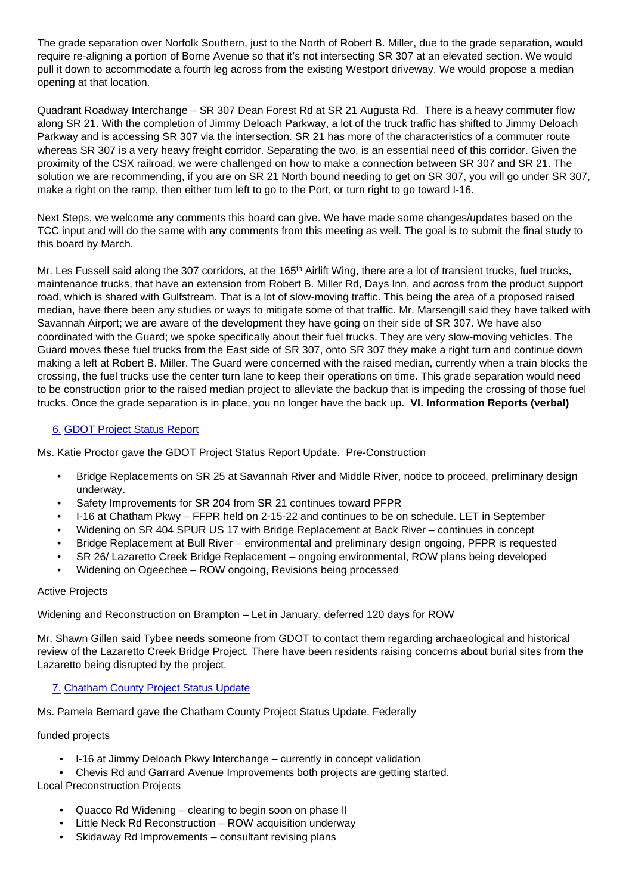The grade separation over Norfolk Southern, just to the North of Robert B. Miller, due to the grade separation, would require re-aligning a portion of Borne Avenue so that it's not intersecting SR 307 at an elevated section. We would pull it down to accommodate a fourth leg across from the existing Westport driveway. We would propose a median opening at that location.

Quadrant Roadway Interchange – SR 307 Dean Forest Rd at SR 21 Augusta Rd. There is a heavy commuter flow along SR 21. With the completion of Jimmy Deloach Parkway, a lot of the truck traffic has shifted to Jimmy Deloach Parkway and is accessing SR 307 via the intersection. SR 21 has more of the characteristics of a commuter route whereas SR 307 is a very heavy freight corridor. Separating the two, is an essential need of this corridor. Given the proximity of the CSX railroad, we were challenged on how to make a connection between SR 307 and SR 21. The solution we are recommending, if you are on SR 21 North bound needing to get on SR 307, you will go under SR 307, make a right on the ramp, then either turn left to go to the Port, or turn right to go toward I-16.

Next Steps, we welcome any comments this board can give. We have made some changes/updates based on the TCC input and will do the same with any comments from this meeting as well. The goal is to submit the final study to this board by March.

Mr. Les Fussell said along the 307 corridors, at the 165th Airlift Wing, there are a lot of transient trucks, fuel trucks, maintenance trucks, that have an extension from Robert B. Miller Rd, Days Inn, and across from the product support road, which is shared with Gulfstream. That is a lot of slow-moving traffic. This being the area of a proposed raised median, have there been any studies or ways to mitigate some of that traffic. Mr. Marsengill said they have talked with Savannah Airport; we are aware of the development they have going on their side of SR 307. We have also coordinated with the Guard; we spoke specifically about their fuel trucks. They are very slow-moving vehicles. The Guard moves these fuel trucks from the East side of SR 307, onto SR 307 they make a right turn and continue down making a left at Robert B. Miller. The Guard were concerned with the raised median, currently when a train blocks the crossing, the fuel trucks use the center turn lane to keep their operations on time. This grade separation would need to be construction prior to the raised median project to alleviate the backup that is impeding the crossing of those fuel trucks. Once the grade separation is in place, you no longer have the back up. **VI. Information Reports (verbal)**

6. GDOT Project Status Report

Ms. Katie Proctor gave the GDOT Project Status Report Update. Pre-Construction

- Bridge Replacements on SR 25 at Savannah River and Middle River, notice to proceed, preliminary design underway.
- Safety Improvements for SR 204 from SR 21 continues toward PFPR
- I-16 at Chatham Pkwy – FFPR held on 2-15-22 and continues to be on schedule. LET in September
- Widening on SR 404 SPUR US 17 with Bridge Replacement at Back River – continues in concept
- Bridge Replacement at Bull River – environmental and preliminary design ongoing, PFPR is requested
- SR 26/ Lazaretto Creek Bridge Replacement – ongoing environmental, ROW plans being developed
- Widening on Ogeechee – ROW ongoing, Revisions being processed

Active Projects

Widening and Reconstruction on Brampton – Let in January, deferred 120 days for ROW

Mr. Shawn Gillen said Tybee needs someone from GDOT to contact them regarding archaeological and historical review of the Lazaretto Creek Bridge Project. There have been residents raising concerns about burial sites from the Lazaretto being disrupted by the project.

7. Chatham County Project Status Update

Ms. Pamela Bernard gave the Chatham County Project Status Update. Federally

funded projects

- I-16 at Jimmy Deloach Pkwy Interchange – currently in concept validation
- Chevis Rd and Garrard Avenue Improvements both projects are getting started.

Local Preconstruction Projects

- Quacco Rd Widening – clearing to begin soon on phase II
- Little Neck Rd Reconstruction – ROW acquisition underway
- Skidaway Rd Improvements – consultant revising plans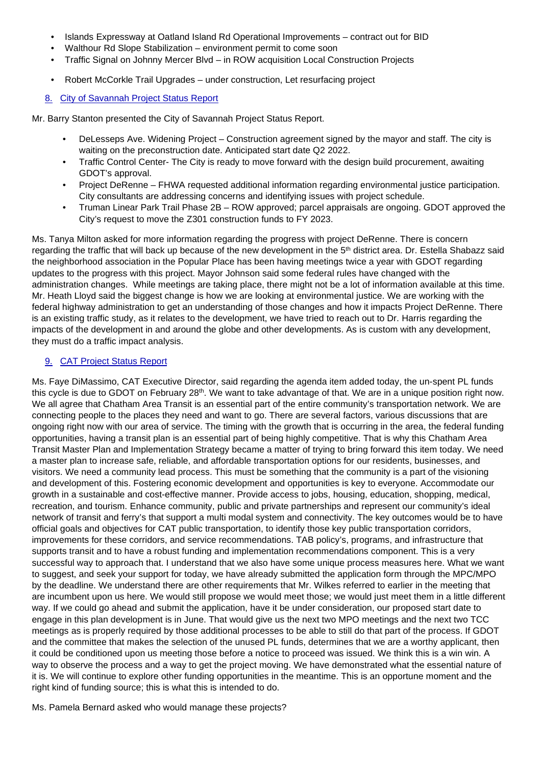- Islands Expressway at Oatland Island Rd Operational Improvements – contract out for BID
- Walthour Rd Slope Stabilization – environment permit to come soon
- Traffic Signal on Johnny Mercer Blvd – in ROW acquisition Local Construction Projects
- Robert McCorkle Trail Upgrades – under construction, Let resurfacing project

## 8. City of Savannah Project Status Report

Mr. Barry Stanton presented the City of Savannah Project Status Report.

- DeLesseps Ave. Widening Project – Construction agreement signed by the mayor and staff. The city is waiting on the preconstruction date. Anticipated start date Q2 2022.
- Traffic Control Center- The City is ready to move forward with the design build procurement, awaiting GDOT's approval.
- Project DeRenne – FHWA requested additional information regarding environmental justice participation. City consultants are addressing concerns and identifying issues with project schedule.
- Truman Linear Park Trail Phase 2B – ROW approved; parcel appraisals are ongoing. GDOT approved the City's request to move the Z301 construction funds to FY 2023.

Ms. Tanya Milton asked for more information regarding the progress with project DeRenne. There is concern regarding the traffic that will back up because of the new development in the 5th district area. Dr. Estella Shabazz said the neighborhood association in the Popular Place has been having meetings twice a year with GDOT regarding updates to the progress with this project. Mayor Johnson said some federal rules have changed with the administration changes. While meetings are taking place, there might not be a lot of information available at this time. Mr. Heath Lloyd said the biggest change is how we are looking at environmental justice. We are working with the federal highway administration to get an understanding of those changes and how it impacts Project DeRenne. There is an existing traffic study, as it relates to the development, we have tried to reach out to Dr. Harris regarding the impacts of the development in and around the globe and other developments. As is custom with any development, they must do a traffic impact analysis.

## 9. CAT Project Status Report

Ms. Faye DiMassimo, CAT Executive Director, said regarding the agenda item added today, the un-spent PL funds this cycle is due to GDOT on February 28th. We want to take advantage of that. We are in a unique position right now. We all agree that Chatham Area Transit is an essential part of the entire community's transportation network. We are connecting people to the places they need and want to go. There are several factors, various discussions that are ongoing right now with our area of service. The timing with the growth that is occurring in the area, the federal funding opportunities, having a transit plan is an essential part of being highly competitive. That is why this Chatham Area Transit Master Plan and Implementation Strategy became a matter of trying to bring forward this item today. We need a master plan to increase safe, reliable, and affordable transportation options for our residents, businesses, and visitors. We need a community lead process. This must be something that the community is a part of the visioning and development of this. Fostering economic development and opportunities is key to everyone. Accommodate our growth in a sustainable and cost-effective manner. Provide access to jobs, housing, education, shopping, medical, recreation, and tourism. Enhance community, public and private partnerships and represent our community's ideal network of transit and ferry's that support a multi modal system and connectivity. The key outcomes would be to have official goals and objectives for CAT public transportation, to identify those key public transportation corridors, improvements for these corridors, and service recommendations. TAB policy's, programs, and infrastructure that supports transit and to have a robust funding and implementation recommendations component. This is a very successful way to approach that. I understand that we also have some unique process measures here. What we want to suggest, and seek your support for today, we have already submitted the application form through the MPC/MPO by the deadline. We understand there are other requirements that Mr. Wilkes referred to earlier in the meeting that are incumbent upon us here. We would still propose we would meet those; we would just meet them in a little different way. If we could go ahead and submit the application, have it be under consideration, our proposed start date to engage in this plan development is in June. That would give us the next two MPO meetings and the next two TCC meetings as is properly required by those additional processes to be able to still do that part of the process. If GDOT and the committee that makes the selection of the unused PL funds, determines that we are a worthy applicant, then it could be conditioned upon us meeting those before a notice to proceed was issued. We think this is a win win. A way to observe the process and a way to get the project moving. We have demonstrated what the essential nature of it is. We will continue to explore other funding opportunities in the meantime. This is an opportune moment and the right kind of funding source; this is what this is intended to do.

Ms. Pamela Bernard asked who would manage these projects?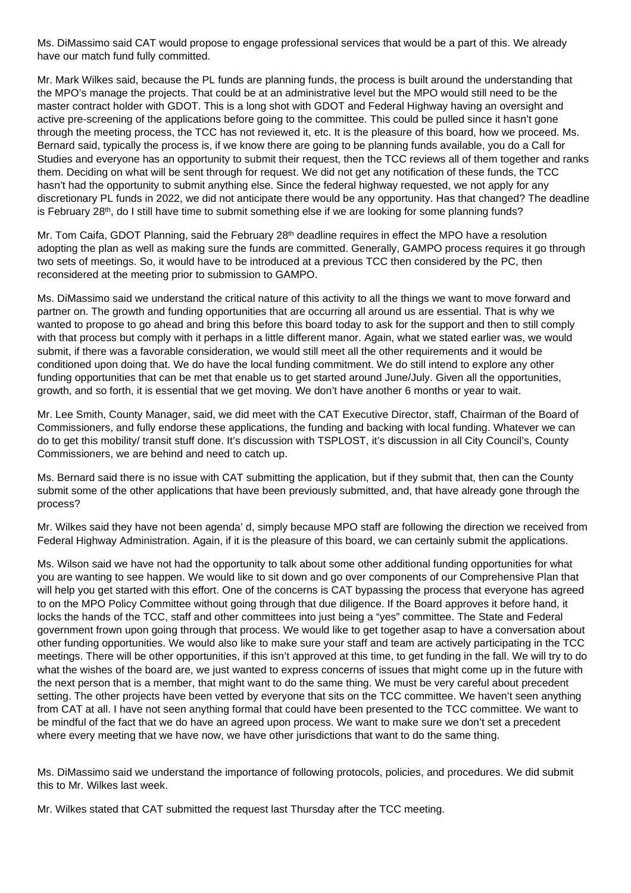Ms. DiMassimo said CAT would propose to engage professional services that would be a part of this. We already have our match fund fully committed.

Mr. Mark Wilkes said, because the PL funds are planning funds, the process is built around the understanding that the MPO's manage the projects. That could be at an administrative level but the MPO would still need to be the master contract holder with GDOT. This is a long shot with GDOT and Federal Highway having an oversight and active pre-screening of the applications before going to the committee. This could be pulled since it hasn't gone through the meeting process, the TCC has not reviewed it, etc. It is the pleasure of this board, how we proceed. Ms. Bernard said, typically the process is, if we know there are going to be planning funds available, you do a Call for Studies and everyone has an opportunity to submit their request, then the TCC reviews all of them together and ranks them. Deciding on what will be sent through for request. We did not get any notification of these funds, the TCC hasn't had the opportunity to submit anything else. Since the federal highway requested, we not apply for any discretionary PL funds in 2022, we did not anticipate there would be any opportunity. Has that changed? The deadline is February 28th, do I still have time to submit something else if we are looking for some planning funds?

Mr. Tom Caifa, GDOT Planning, said the February 28th deadline requires in effect the MPO have a resolution adopting the plan as well as making sure the funds are committed. Generally, GAMPO process requires it go through two sets of meetings. So, it would have to be introduced at a previous TCC then considered by the PC, then reconsidered at the meeting prior to submission to GAMPO.

Ms. DiMassimo said we understand the critical nature of this activity to all the things we want to move forward and partner on. The growth and funding opportunities that are occurring all around us are essential. That is why we wanted to propose to go ahead and bring this before this board today to ask for the support and then to still comply with that process but comply with it perhaps in a little different manor. Again, what we stated earlier was, we would submit, if there was a favorable consideration, we would still meet all the other requirements and it would be conditioned upon doing that. We do have the local funding commitment. We do still intend to explore any other funding opportunities that can be met that enable us to get started around June/July. Given all the opportunities, growth, and so forth, it is essential that we get moving. We don't have another 6 months or year to wait.

Mr. Lee Smith, County Manager, said, we did meet with the CAT Executive Director, staff, Chairman of the Board of Commissioners, and fully endorse these applications, the funding and backing with local funding. Whatever we can do to get this mobility/ transit stuff done. It's discussion with TSPLOST, it's discussion in all City Council's, County Commissioners, we are behind and need to catch up.

Ms. Bernard said there is no issue with CAT submitting the application, but if they submit that, then can the County submit some of the other applications that have been previously submitted, and, that have already gone through the process?

Mr. Wilkes said they have not been agenda' d, simply because MPO staff are following the direction we received from Federal Highway Administration. Again, if it is the pleasure of this board, we can certainly submit the applications.

Ms. Wilson said we have not had the opportunity to talk about some other additional funding opportunities for what you are wanting to see happen. We would like to sit down and go over components of our Comprehensive Plan that will help you get started with this effort. One of the concerns is CAT bypassing the process that everyone has agreed to on the MPO Policy Committee without going through that due diligence. If the Board approves it before hand, it locks the hands of the TCC, staff and other committees into just being a "yes" committee. The State and Federal government frown upon going through that process. We would like to get together asap to have a conversation about other funding opportunities. We would also like to make sure your staff and team are actively participating in the TCC meetings. There will be other opportunities, if this isn't approved at this time, to get funding in the fall. We will try to do what the wishes of the board are, we just wanted to express concerns of issues that might come up in the future with the next person that is a member, that might want to do the same thing. We must be very careful about precedent setting. The other projects have been vetted by everyone that sits on the TCC committee. We haven't seen anything from CAT at all. I have not seen anything formal that could have been presented to the TCC committee. We want to be mindful of the fact that we do have an agreed upon process. We want to make sure we don't set a precedent where every meeting that we have now, we have other jurisdictions that want to do the same thing.

Ms. DiMassimo said we understand the importance of following protocols, policies, and procedures. We did submit this to Mr. Wilkes last week.

Mr. Wilkes stated that CAT submitted the request last Thursday after the TCC meeting.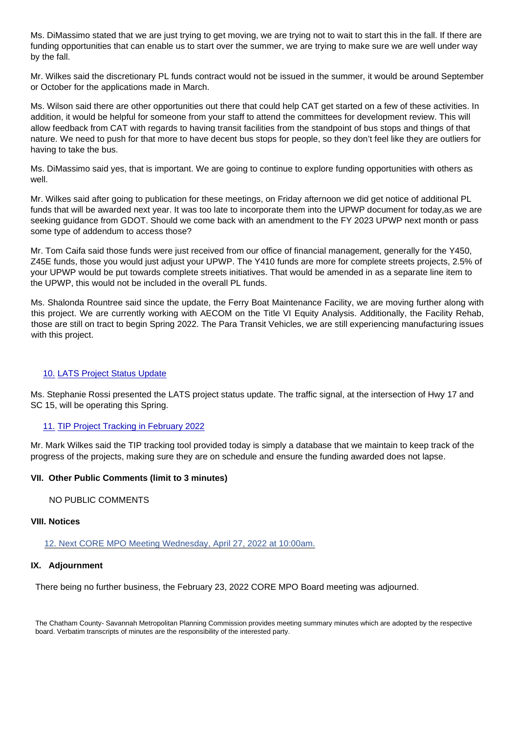Ms. DiMassimo stated that we are just trying to get moving, we are trying not to wait to start this in the fall. If there are funding opportunities that can enable us to start over the summer, we are trying to make sure we are well under way by the fall.

Mr. Wilkes said the discretionary PL funds contract would not be issued in the summer, it would be around September or October for the applications made in March.

Ms. Wilson said there are other opportunities out there that could help CAT get started on a few of these activities. In addition, it would be helpful for someone from your staff to attend the committees for development review. This will allow feedback from CAT with regards to having transit facilities from the standpoint of bus stops and things of that nature. We need to push for that more to have decent bus stops for people, so they don't feel like they are outliers for having to take the bus.

Ms. DiMassimo said yes, that is important. We are going to continue to explore funding opportunities with others as well.

Mr. Wilkes said after going to publication for these meetings, on Friday afternoon we did get notice of additional PL funds that will be awarded next year. It was too late to incorporate them into the UPWP document for today,as we are seeking guidance from GDOT. Should we come back with an amendment to the FY 2023 UPWP next month or pass some type of addendum to access those?

Mr. Tom Caifa said those funds were just received from our office of financial management, generally for the Y450, Z45E funds, those you would just adjust your UPWP. The Y410 funds are more for complete streets projects, 2.5% of your UPWP would be put towards complete streets initiatives. That would be amended in as a separate line item to the UPWP, this would not be included in the overall PL funds.

Ms. Shalonda Rountree said since the update, the Ferry Boat Maintenance Facility, we are moving further along with this project. We are currently working with AECOM on the Title VI Equity Analysis. Additionally, the Facility Rehab, those are still on tract to begin Spring 2022. The Para Transit Vehicles, we are still experiencing manufacturing issues with this project.

10. LATS Project Status Update

Ms. Stephanie Rossi presented the LATS project status update. The traffic signal, at the intersection of Hwy 17 and SC 15, will be operating this Spring.

11. TIP Project Tracking in February 2022

Mr. Mark Wilkes said the TIP tracking tool provided today is simply a database that we maintain to keep track of the progress of the projects, making sure they are on schedule and ensure the funding awarded does not lapse.

**VII. Other Public Comments (limit to 3 minutes)**

NO PUBLIC COMMENTS

**VIII. Notices**

12. Next CORE MPO Meeting Wednesday, April 27, 2022 at 10:00am.

**IX. Adjournment**

There being no further business, the February 23, 2022 CORE MPO Board meeting was adjourned.

The Chatham County- Savannah Metropolitan Planning Commission provides meeting summary minutes which are adopted by the respective board. Verbatim transcripts of minutes are the responsibility of the interested party.